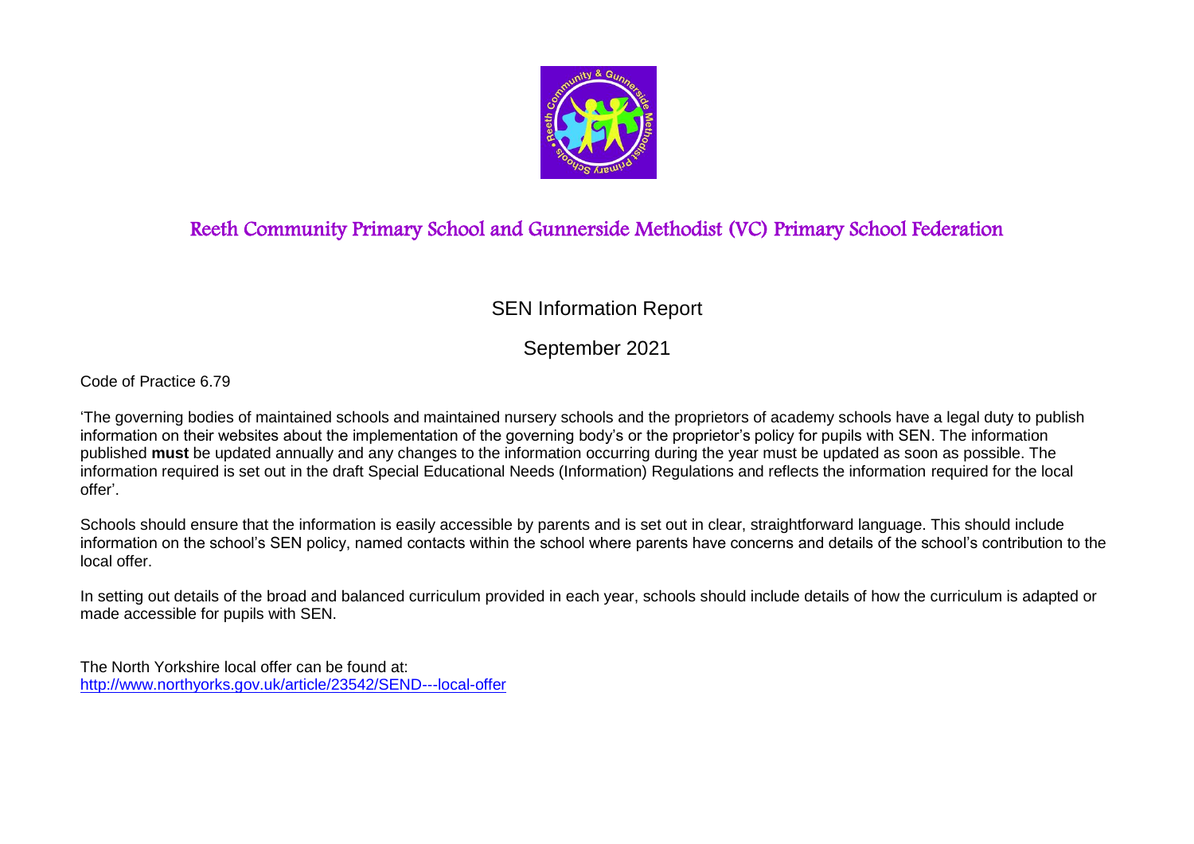# Reeth Community Primary School and Gunnerside Methodist (VC) Primary School Federation

## SEN Information Report

## September 2021

Code of Practice 6.79

'The governing bodies of maintained schools and maintained nursery schools and the proprietors of academy schools have a legal duty to publish information on their websites about the implementation of the governing body's or the proprietor's policy for pupils with SEN. The information published **must** be updated annually and any changes to the information occurring during the year must be updated as soon as possible. The information required is set out in the draft Special Educational Needs (Information) Regulations and reflects the information required for the local offer'.

Schools should ensure that the information is easily accessible by parents and is set out in clear, straightforward language. This should include information on the school's SEN policy, named contacts within the school where parents have concerns and details of the school's contribution to the local offer.

In setting out details of the broad and balanced curriculum provided in each year, schools should include details of how the curriculum is adapted or made accessible for pupils with SEN.

The North Yorkshire local offer can be found at:
[http://www.northyorks.gov.uk/article/23542/SEND---local-offer](http://www.northyorks.gov.uk/article/23542/SEND---local-offer)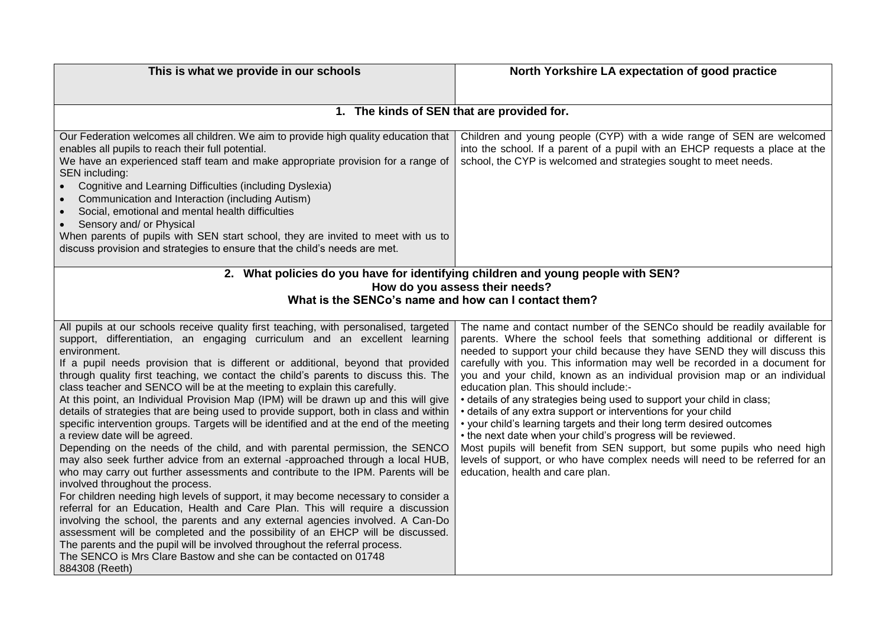| This is what we provide in our schools | North Yorkshire LA expectation of good practice |
| --- | --- |
| **1. The kinds of SEN that are provided for.** | |
| Our Federation welcomes all children. We aim to provide high quality education that enables all pupils to reach their full potential.<br>We have an experienced staff team and make appropriate provision for a range of SEN including:<br>• Cognitive and Learning Difficulties (including Dyslexia)<br>• Communication and Interaction (including Autism)<br>• Social, emotional and mental health difficulties<br>• Sensory and/ or Physical<br>When parents of pupils with SEN start school, they are invited to meet with us to discuss provision and strategies to ensure that the child's needs are met. | Children and young people (CYP) with a wide range of SEN are welcomed into the school. If a parent of a pupil with an EHCP requests a place at the school, the CYP is welcomed and strategies sought to meet needs. |
| **2. What policies do you have for identifying children and young people with SEN? How do you assess their needs? What is the SENCo's name and how can I contact them?** | |
| All pupils at our schools receive quality first teaching, with personalised, targeted support, differentiation, an engaging curriculum and an excellent learning environment.<br>If a pupil needs provision that is different or additional, beyond that provided through quality first teaching, we contact the child's parents to discuss this. The class teacher and SENCO will be at the meeting to explain this carefully.<br>At this point, an Individual Provision Map (IPM) will be drawn up and this will give details of strategies that are being used to provide support, both in class and within specific intervention groups. Targets will be identified and at the end of the meeting a review date will be agreed.<br>Depending on the needs of the child, and with parental permission, the SENCO may also seek further advice from an external -approached through a local HUB, who may carry out further assessments and contribute to the IPM. Parents will be involved throughout the process.<br>For children needing high levels of support, it may become necessary to consider a referral for an Education, Health and Care Plan. This will require a discussion involving the school, the parents and any external agencies involved. A Can-Do assessment will be completed and the possibility of an EHCP will be discussed. The parents and the pupil will be involved throughout the referral process.<br>The SENCO is Mrs Clare Bastow and she can be contacted on 01748 884308 (Reeth) | The name and contact number of the SENCo should be readily available for parents. Where the school feels that something additional or different is needed to support your child because they have SEND they will discuss this carefully with you. This information may well be recorded in a document for you and your child, known as an individual provision map or an individual education plan. This should include:-<br>• details of any strategies being used to support your child in class;<br>• details of any extra support or interventions for your child<br>• your child's learning targets and their long term desired outcomes<br>• the next date when your child's progress will be reviewed.<br>Most pupils will benefit from SEN support, but some pupils who need high levels of support, or who have complex needs will need to be referred for an education, health and care plan. |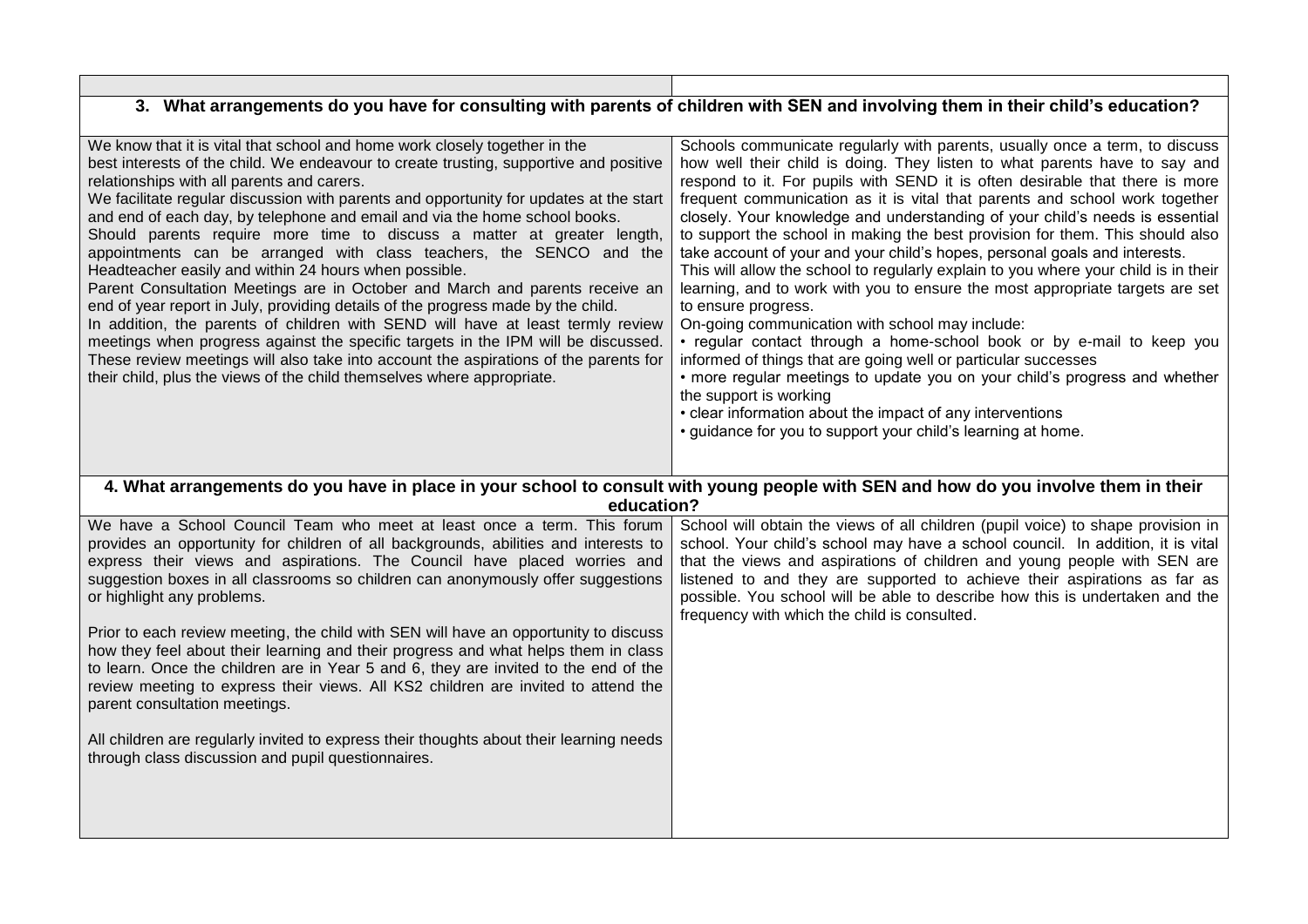| | |
|---|---|
| **3. What arrangements do you have for consulting with parents of children with SEN and involving them in their child's education?** | |
| We know that it is vital that school and home work closely together in the best interests of the child. We endeavour to create trusting, supportive and positive relationships with all parents and carers.<br>We facilitate regular discussion with parents and opportunity for updates at the start and end of each day, by telephone and email and via the home school books.<br>Should parents require more time to discuss a matter at greater length, appointments can be arranged with class teachers, the SENCO and the Headteacher easily and within 24 hours when possible.<br>Parent Consultation Meetings are in October and March and parents receive an end of year report in July, providing details of the progress made by the child.<br>In addition, the parents of children with SEND will have at least termly review meetings when progress against the specific targets in the IPM will be discussed. These review meetings will also take into account the aspirations of the parents for their child, plus the views of the child themselves where appropriate. | Schools communicate regularly with parents, usually once a term, to discuss how well their child is doing. They listen to what parents have to say and respond to it. For pupils with SEND it is often desirable that there is more frequent communication as it is vital that parents and school work together closely. Your knowledge and understanding of your child's needs is essential to support the school in making the best provision for them. This should also take account of your and your child's hopes, personal goals and interests.<br>This will allow the school to regularly explain to you where your child is in their learning, and to work with you to ensure the most appropriate targets are set to ensure progress.<br>On-going communication with school may include:<br>• regular contact through a home-school book or by e-mail to keep you informed of things that are going well or particular successes<br>• more regular meetings to update you on your child's progress and whether the support is working<br>• clear information about the impact of any interventions<br>• guidance for you to support your child's learning at home. |
| **4. What arrangements do you have in place in your school to consult with young people with SEN and how do you involve them in their education?** | |
| We have a School Council Team who meet at least once a term. This forum provides an opportunity for children of all backgrounds, abilities and interests to express their views and aspirations. The Council have placed worries and suggestion boxes in all classrooms so children can anonymously offer suggestions or highlight any problems.<br><br>Prior to each review meeting, the child with SEN will have an opportunity to discuss how they feel about their learning and their progress and what helps them in class to learn. Once the children are in Year 5 and 6, they are invited to the end of the review meeting to express their views. All KS2 children are invited to attend the parent consultation meetings.<br><br>All children are regularly invited to express their thoughts about their learning needs through class discussion and pupil questionnaires. | School will obtain the views of all children (pupil voice) to shape provision in school. Your child's school may have a school council. In addition, it is vital that the views and aspirations of children and young people with SEN are listened to and they are supported to achieve their aspirations as far as possible. You school will be able to describe how this is undertaken and the frequency with which the child is consulted. |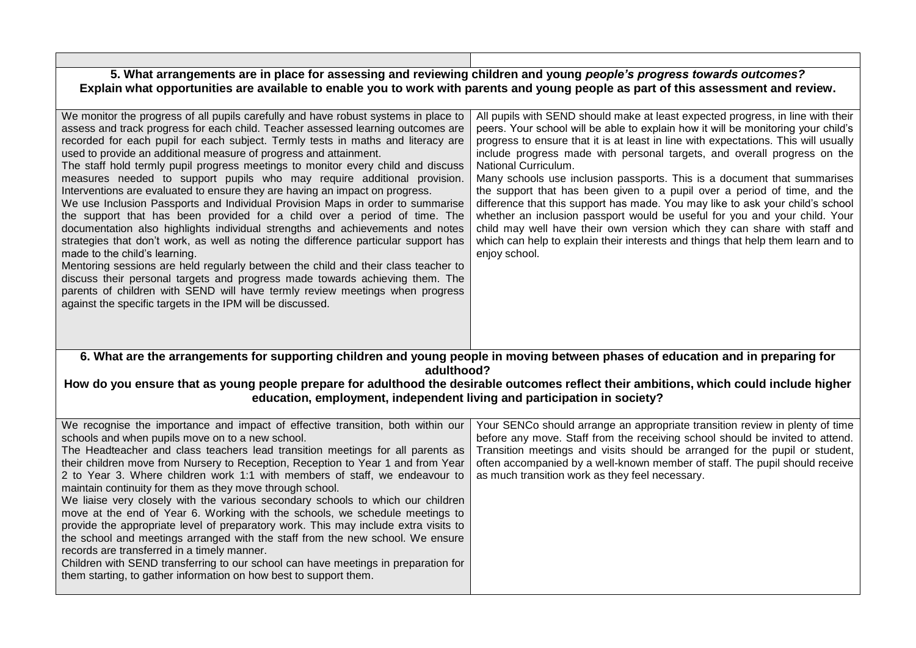**5. What arrangements are in place for assessing and reviewing children and young *people's progress towards outcomes?***
**Explain what opportunities are available to enable you to work with parents and young people as part of this assessment and review.**

| | |
|---|---|
| We monitor the progress of all pupils carefully and have robust systems in place to assess and track progress for each child. Teacher assessed learning outcomes are recorded for each pupil for each subject. Termly tests in maths and literacy are used to provide an additional measure of progress and attainment.<br>The staff hold termly pupil progress meetings to monitor every child and discuss measures needed to support pupils who may require additional provision. Interventions are evaluated to ensure they are having an impact on progress.<br>We use Inclusion Passports and Individual Provision Maps in order to summarise the support that has been provided for a child over a period of time. The documentation also highlights individual strengths and achievements and notes strategies that don't work, as well as noting the difference particular support has made to the child's learning.<br>Mentoring sessions are held regularly between the child and their class teacher to discuss their personal targets and progress made towards achieving them. The parents of children with SEND will have termly review meetings when progress against the specific targets in the IPM will be discussed. | All pupils with SEND should make at least expected progress, in line with their peers. Your school will be able to explain how it will be monitoring your child's progress to ensure that it is at least in line with expectations. This will usually include progress made with personal targets, and overall progress on the National Curriculum.<br>Many schools use inclusion passports. This is a document that summarises the support that has been given to a pupil over a period of time, and the difference that this support has made. You may like to ask your child's school whether an inclusion passport would be useful for you and your child. Your child may well have their own version which they can share with staff and which can help to explain their interests and things that help them learn and to enjoy school. |

**6. What are the arrangements for supporting children and young people in moving between phases of education and in preparing for adulthood?**
**How do you ensure that as young people prepare for adulthood the desirable outcomes reflect their ambitions, which could include higher education, employment, independent living and participation in society?**

| | |
|---|---|
| We recognise the importance and impact of effective transition, both within our schools and when pupils move on to a new school.<br>The Headteacher and class teachers lead transition meetings for all parents as their children move from Nursery to Reception, Reception to Year 1 and from Year 2 to Year 3. Where children work 1:1 with members of staff, we endeavour to maintain continuity for them as they move through school.<br>We liaise very closely with the various secondary schools to which our children move at the end of Year 6. Working with the schools, we schedule meetings to provide the appropriate level of preparatory work. This may include extra visits to the school and meetings arranged with the staff from the new school. We ensure records are transferred in a timely manner.<br>Children with SEND transferring to our school can have meetings in preparation for them starting, to gather information on how best to support them. | Your SENCo should arrange an appropriate transition review in plenty of time before any move. Staff from the receiving school should be invited to attend. Transition meetings and visits should be arranged for the pupil or student, often accompanied by a well-known member of staff. The pupil should receive as much transition work as they feel necessary. |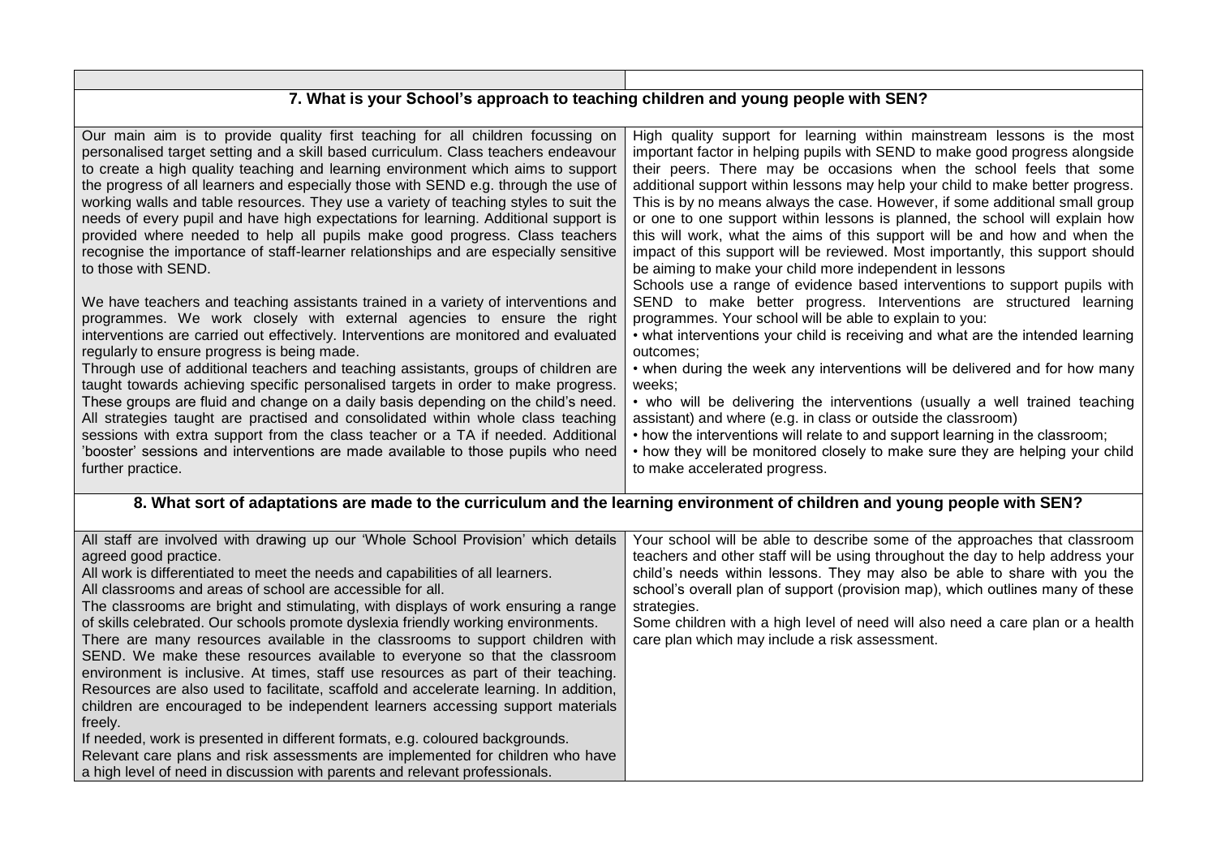| | |
|---|---|
| **7. What is your School's approach to teaching children and young people with SEN?** | |
| Our main aim is to provide quality first teaching for all children focussing on personalised target setting and a skill based curriculum. Class teachers endeavour to create a high quality teaching and learning environment which aims to support the progress of all learners and especially those with SEND e.g. through the use of working walls and table resources. They use a variety of teaching styles to suit the needs of every pupil and have high expectations for learning. Additional support is provided where needed to help all pupils make good progress. Class teachers recognise the importance of staff-learner relationships and are especially sensitive to those with SEND.<br><br>We have teachers and teaching assistants trained in a variety of interventions and programmes. We work closely with external agencies to ensure the right interventions are carried out effectively. Interventions are monitored and evaluated regularly to ensure progress is being made.<br>Through use of additional teachers and teaching assistants, groups of children are taught towards achieving specific personalised targets in order to make progress. These groups are fluid and change on a daily basis depending on the child's need. All strategies taught are practised and consolidated within whole class teaching sessions with extra support from the class teacher or a TA if needed. Additional 'booster' sessions and interventions are made available to those pupils who need further practice. | High quality support for learning within mainstream lessons is the most important factor in helping pupils with SEND to make good progress alongside their peers. There may be occasions when the school feels that some additional support within lessons may help your child to make better progress. This is by no means always the case. However, if some additional small group or one to one support within lessons is planned, the school will explain how this will work, what the aims of this support will be and how and when the impact of this support will be reviewed. Most importantly, this support should be aiming to make your child more independent in lessons<br>Schools use a range of evidence based interventions to support pupils with SEND to make better progress. Interventions are structured learning programmes. Your school will be able to explain to you:<br>• what interventions your child is receiving and what are the intended learning outcomes;<br>• when during the week any interventions will be delivered and for how many weeks;<br>• who will be delivering the interventions (usually a well trained teaching assistant) and where (e.g. in class or outside the classroom)<br>• how the interventions will relate to and support learning in the classroom;<br>• how they will be monitored closely to make sure they are helping your child to make accelerated progress. |
| **8. What sort of adaptations are made to the curriculum and the learning environment of children and young people with SEN?** | |
| All staff are involved with drawing up our 'Whole School Provision' which details agreed good practice.<br>All work is differentiated to meet the needs and capabilities of all learners.<br>All classrooms and areas of school are accessible for all.<br>The classrooms are bright and stimulating, with displays of work ensuring a range of skills celebrated. Our schools promote dyslexia friendly working environments.<br>There are many resources available in the classrooms to support children with SEND. We make these resources available to everyone so that the classroom environment is inclusive. At times, staff use resources as part of their teaching. Resources are also used to facilitate, scaffold and accelerate learning. In addition, children are encouraged to be independent learners accessing support materials freely.<br>If needed, work is presented in different formats, e.g. coloured backgrounds.<br>Relevant care plans and risk assessments are implemented for children who have a high level of need in discussion with parents and relevant professionals. | Your school will be able to describe some of the approaches that classroom teachers and other staff will be using throughout the day to help address your child's needs within lessons. They may also be able to share with you the school's overall plan of support (provision map), which outlines many of these strategies.<br>Some children with a high level of need will also need a care plan or a health care plan which may include a risk assessment. |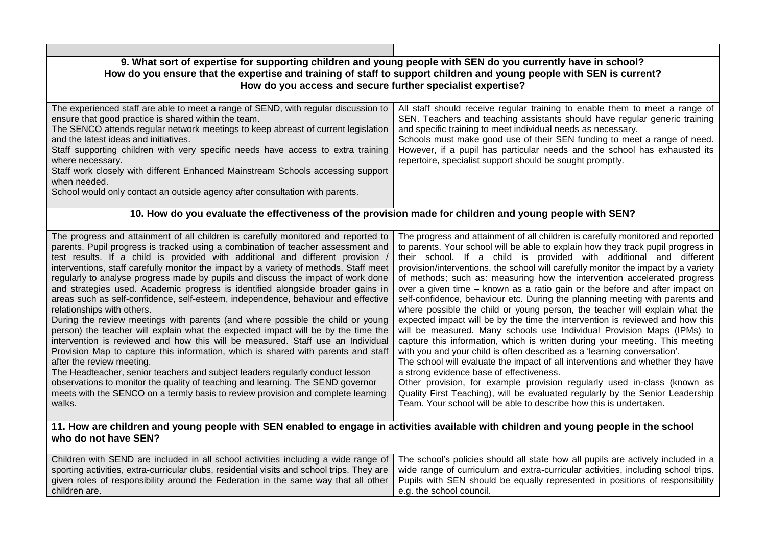| | |
|---|---|
| **9. What sort of expertise for supporting children and young people with SEN do you currently have in school? How do you ensure that the expertise and training of staff to support children and young people with SEN is current? How do you access and secure further specialist expertise?** | |
| The experienced staff are able to meet a range of SEND, with regular discussion to ensure that good practice is shared within the team.<br>The SENCO attends regular network meetings to keep abreast of current legislation and the latest ideas and initiatives.<br>Staff supporting children with very specific needs have access to extra training where necessary.<br>Staff work closely with different Enhanced Mainstream Schools accessing support when needed.<br>School would only contact an outside agency after consultation with parents. | All staff should receive regular training to enable them to meet a range of SEN. Teachers and teaching assistants should have regular generic training and specific training to meet individual needs as necessary.<br>Schools must make good use of their SEN funding to meet a range of need. However, if a pupil has particular needs and the school has exhausted its repertoire, specialist support should be sought promptly. |
| **10. How do you evaluate the effectiveness of the provision made for children and young people with SEN?** | |
| The progress and attainment of all children is carefully monitored and reported to parents. Pupil progress is tracked using a combination of teacher assessment and test results. If a child is provided with additional and different provision / interventions, staff carefully monitor the impact by a variety of methods. Staff meet regularly to analyse progress made by pupils and discuss the impact of work done and strategies used. Academic progress is identified alongside broader gains in areas such as self-confidence, self-esteem, independence, behaviour and effective relationships with others.<br>During the review meetings with parents (and where possible the child or young person) the teacher will explain what the expected impact will be by the time the intervention is reviewed and how this will be measured. Staff use an Individual Provision Map to capture this information, which is shared with parents and staff after the review meeting.<br>The Headteacher, senior teachers and subject leaders regularly conduct lesson observations to monitor the quality of teaching and learning. The SEND governor meets with the SENCO on a termly basis to review provision and complete learning walks. | The progress and attainment of all children is carefully monitored and reported to parents. Your school will be able to explain how they track pupil progress in their school. If a child is provided with additional and different provision/interventions, the school will carefully monitor the impact by a variety of methods; such as: measuring how the intervention accelerated progress over a given time – known as a ratio gain or the before and after impact on self-confidence, behaviour etc. During the planning meeting with parents and where possible the child or young person, the teacher will explain what the expected impact will be by the time the intervention is reviewed and how this will be measured. Many schools use Individual Provision Maps (IPMs) to capture this information, which is written during your meeting. This meeting with you and your child is often described as a 'learning conversation'.<br>The school will evaluate the impact of all interventions and whether they have a strong evidence base of effectiveness.<br>Other provision, for example provision regularly used in-class (known as Quality First Teaching), will be evaluated regularly by the Senior Leadership Team. Your school will be able to describe how this is undertaken. |
| **11. How are children and young people with SEN enabled to engage in activities available with children and young people in the school who do not have SEN?** | |
| Children with SEND are included in all school activities including a wide range of sporting activities, extra-curricular clubs, residential visits and school trips. They are given roles of responsibility around the Federation in the same way that all other children are. | The school's policies should all state how all pupils are actively included in a wide range of curriculum and extra-curricular activities, including school trips. Pupils with SEN should be equally represented in positions of responsibility e.g. the school council. |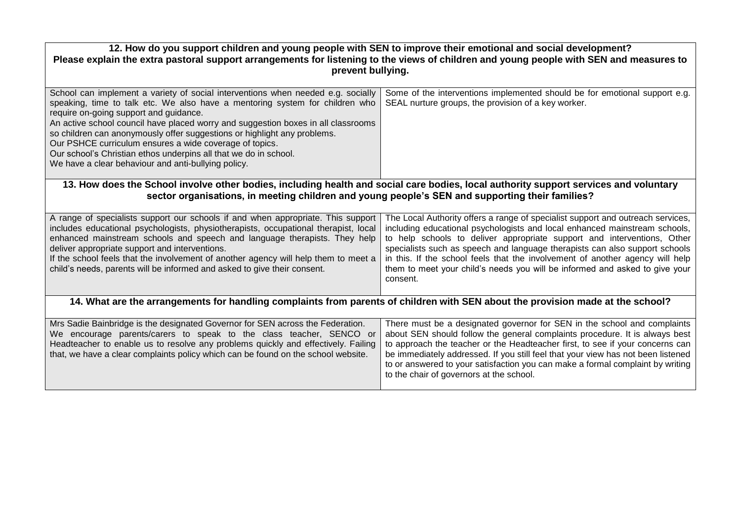| | |
|---|---|
| **12. How do you support children and young people with SEN to improve their emotional and social development? Please explain the extra pastoral support arrangements for listening to the views of children and young people with SEN and measures to prevent bullying.** | |
| School can implement a variety of social interventions when needed e.g. socially speaking, time to talk etc. We also have a mentoring system for children who require on-going support and guidance.<br>An active school council have placed worry and suggestion boxes in all classrooms so children can anonymously offer suggestions or highlight any problems.<br>Our PSHCE curriculum ensures a wide coverage of topics.<br>Our school's Christian ethos underpins all that we do in school.<br>We have a clear behaviour and anti-bullying policy. | Some of the interventions implemented should be for emotional support e.g. SEAL nurture groups, the provision of a key worker. |
| **13. How does the School involve other bodies, including health and social care bodies, local authority support services and voluntary sector organisations, in meeting children and young people's SEN and supporting their families?** | |
| A range of specialists support our schools if and when appropriate. This support includes educational psychologists, physiotherapists, occupational therapist, local enhanced mainstream schools and speech and language therapists. They help deliver appropriate support and interventions.<br>If the school feels that the involvement of another agency will help them to meet a child's needs, parents will be informed and asked to give their consent. | The Local Authority offers a range of specialist support and outreach services, including educational psychologists and local enhanced mainstream schools, to help schools to deliver appropriate support and interventions, Other specialists such as speech and language therapists can also support schools in this. If the school feels that the involvement of another agency will help them to meet your child's needs you will be informed and asked to give your consent. |
| **14. What are the arrangements for handling complaints from parents of children with SEN about the provision made at the school?** | |
| Mrs Sadie Bainbridge is the designated Governor for SEN across the Federation.<br>We encourage parents/carers to speak to the class teacher, SENCO or Headteacher to enable us to resolve any problems quickly and effectively. Failing that, we have a clear complaints policy which can be found on the school website. | There must be a designated governor for SEN in the school and complaints about SEN should follow the general complaints procedure. It is always best to approach the teacher or the Headteacher first, to see if your concerns can be immediately addressed. If you still feel that your view has not been listened to or answered to your satisfaction you can make a formal complaint by writing to the chair of governors at the school. |